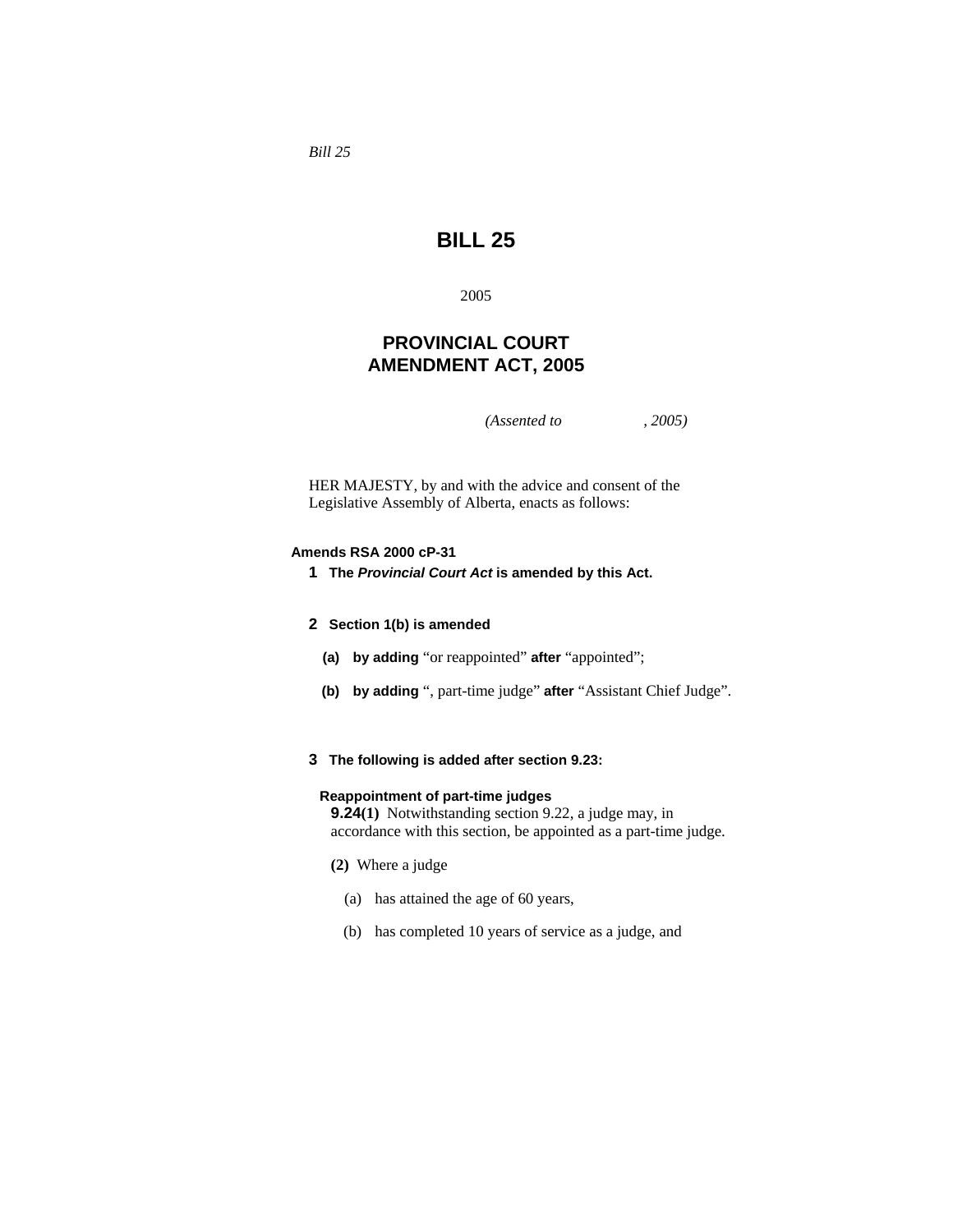*Bill 25*

# BILL 25

2005

## PROVINCIAL COURT AMENDMENT ACT, 2005

*(Assented to , 2005)*

HER MAJESTY, by and with the advice and consent of the Legislative Assembly of Alberta, enacts as follows:

**Amends RSA 2000 cP-31**

**1 The *Provincial Court Act* is amended by this Act.**

**2 Section 1(b) is amended**

**(a) by adding** "or reappointed" **after** "appointed";

**(b) by adding** ", part-time judge" **after** "Assistant Chief Judge".

**3 The following is added after section 9.23:**

**Reappointment of part-time judges**

**9.24(1)** Notwithstanding section 9.22, a judge may, in accordance with this section, be appointed as a part-time judge.

**(2)** Where a judge

(a) has attained the age of 60 years,

(b) has completed 10 years of service as a judge, and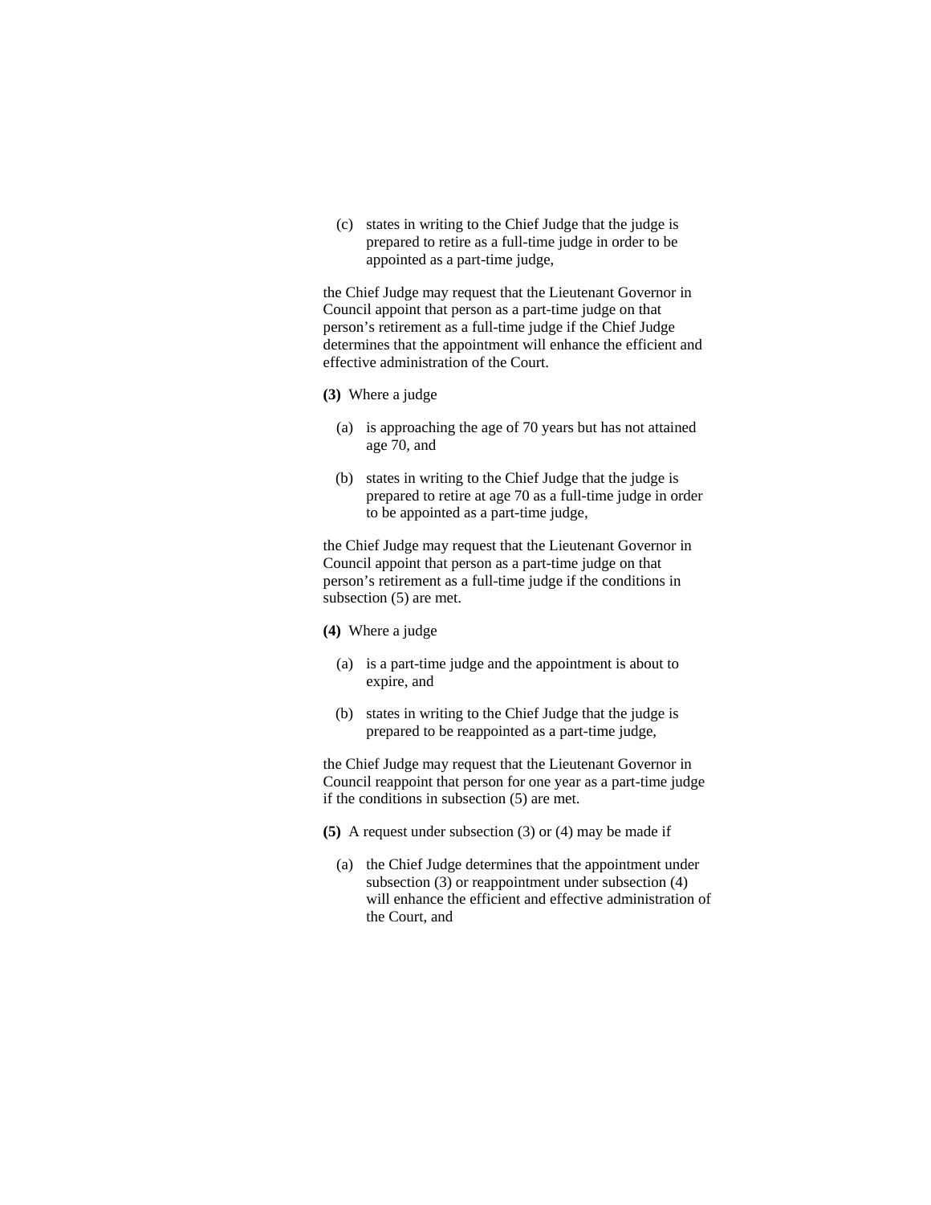(c) states in writing to the Chief Judge that the judge is prepared to retire as a full-time judge in order to be appointed as a part-time judge,

the Chief Judge may request that the Lieutenant Governor in Council appoint that person as a part-time judge on that person's retirement as a full-time judge if the Chief Judge determines that the appointment will enhance the efficient and effective administration of the Court.

**(3)** Where a judge

(a) is approaching the age of 70 years but has not attained age 70, and

(b) states in writing to the Chief Judge that the judge is prepared to retire at age 70 as a full-time judge in order to be appointed as a part-time judge,

the Chief Judge may request that the Lieutenant Governor in Council appoint that person as a part-time judge on that person's retirement as a full-time judge if the conditions in subsection (5) are met.

**(4)** Where a judge

(a) is a part-time judge and the appointment is about to expire, and

(b) states in writing to the Chief Judge that the judge is prepared to be reappointed as a part-time judge,

the Chief Judge may request that the Lieutenant Governor in Council reappoint that person for one year as a part-time judge if the conditions in subsection (5) are met.

**(5)** A request under subsection (3) or (4) may be made if

(a) the Chief Judge determines that the appointment under subsection (3) or reappointment under subsection (4) will enhance the efficient and effective administration of the Court, and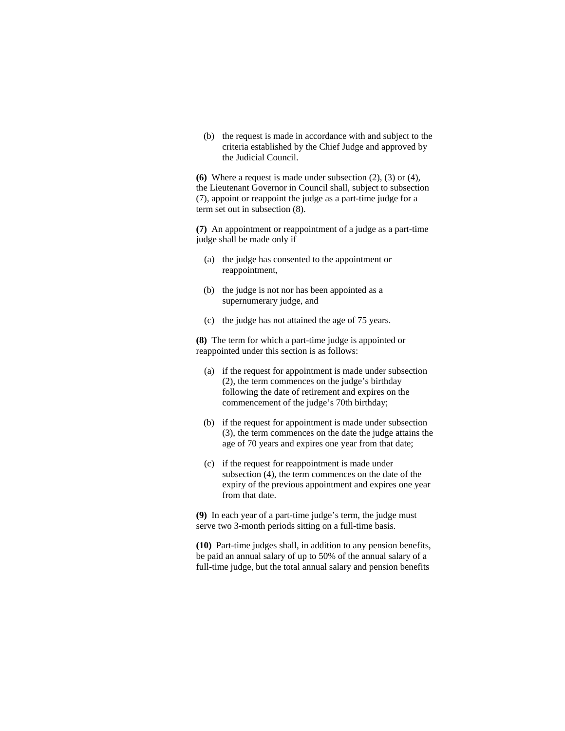(b) the request is made in accordance with and subject to the criteria established by the Chief Judge and approved by the Judicial Council.

**(6)** Where a request is made under subsection (2), (3) or (4), the Lieutenant Governor in Council shall, subject to subsection (7), appoint or reappoint the judge as a part-time judge for a term set out in subsection (8).

**(7)** An appointment or reappointment of a judge as a part-time judge shall be made only if

(a) the judge has consented to the appointment or reappointment,

(b) the judge is not nor has been appointed as a supernumerary judge, and

(c) the judge has not attained the age of 75 years.

**(8)** The term for which a part-time judge is appointed or reappointed under this section is as follows:

(a) if the request for appointment is made under subsection (2), the term commences on the judge's birthday following the date of retirement and expires on the commencement of the judge's 70th birthday;

(b) if the request for appointment is made under subsection (3), the term commences on the date the judge attains the age of 70 years and expires one year from that date;

(c) if the request for reappointment is made under subsection (4), the term commences on the date of the expiry of the previous appointment and expires one year from that date.

**(9)** In each year of a part-time judge's term, the judge must serve two 3-month periods sitting on a full-time basis.

**(10)** Part-time judges shall, in addition to any pension benefits, be paid an annual salary of up to 50% of the annual salary of a full-time judge, but the total annual salary and pension benefits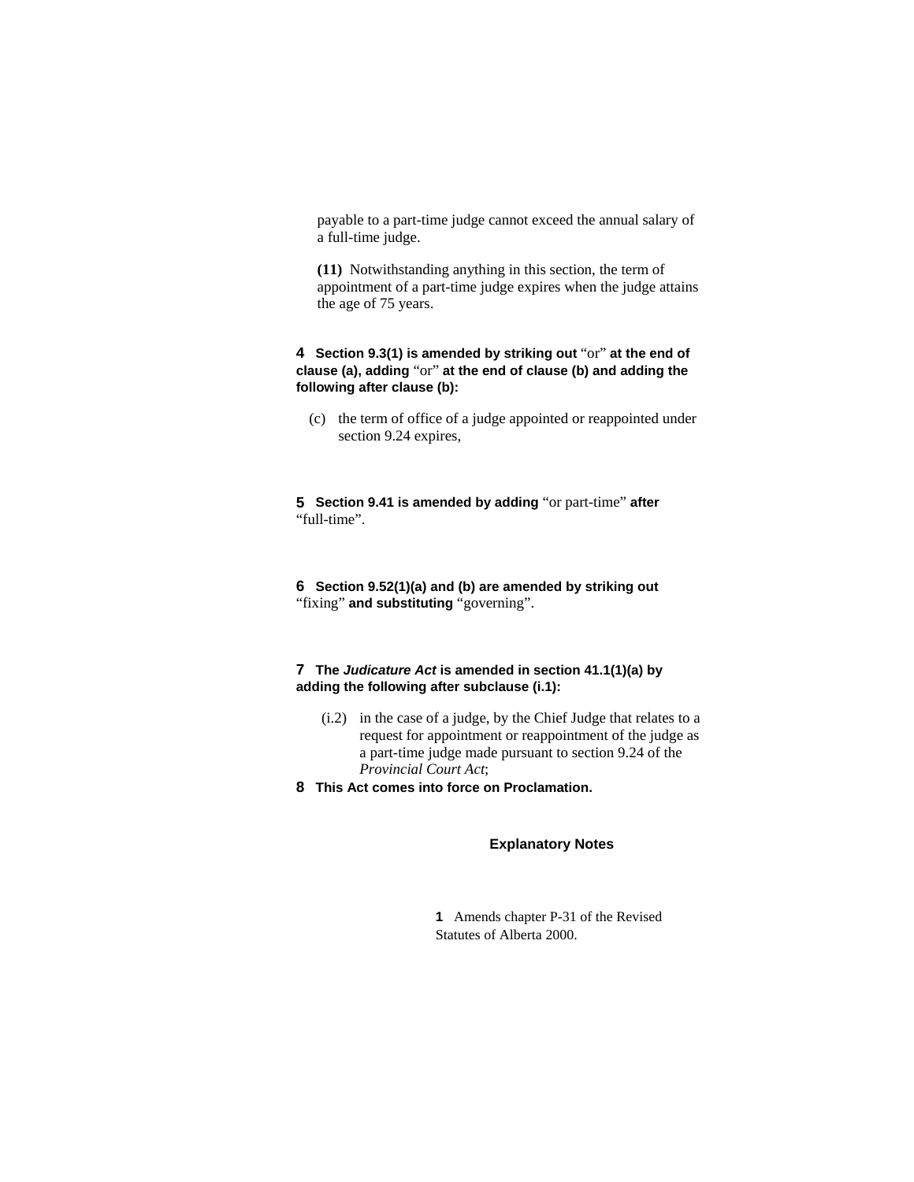payable to a part-time judge cannot exceed the annual salary of a full-time judge.

**(11)** Notwithstanding anything in this section, the term of appointment of a part-time judge expires when the judge attains the age of 75 years.

**4 Section 9.3(1) is amended by striking out** "or" **at the end of clause (a), adding** "or" **at the end of clause (b) and adding the following after clause (b):**

(c) the term of office of a judge appointed or reappointed under section 9.24 expires,

**5 Section 9.41 is amended by adding** "or part-time" **after** "full-time".

**6 Section 9.52(1)(a) and (b) are amended by striking out** "fixing" **and substituting** "governing".

**7 The *Judicature Act* is amended in section 41.1(1)(a) by adding the following after subclause (i.1):**

(i.2) in the case of a judge, by the Chief Judge that relates to a request for appointment or reappointment of the judge as a part-time judge made pursuant to section 9.24 of the *Provincial Court Act*;

**8 This Act comes into force on Proclamation.**

## Explanatory Notes

**1** Amends chapter P-31 of the Revised Statutes of Alberta 2000.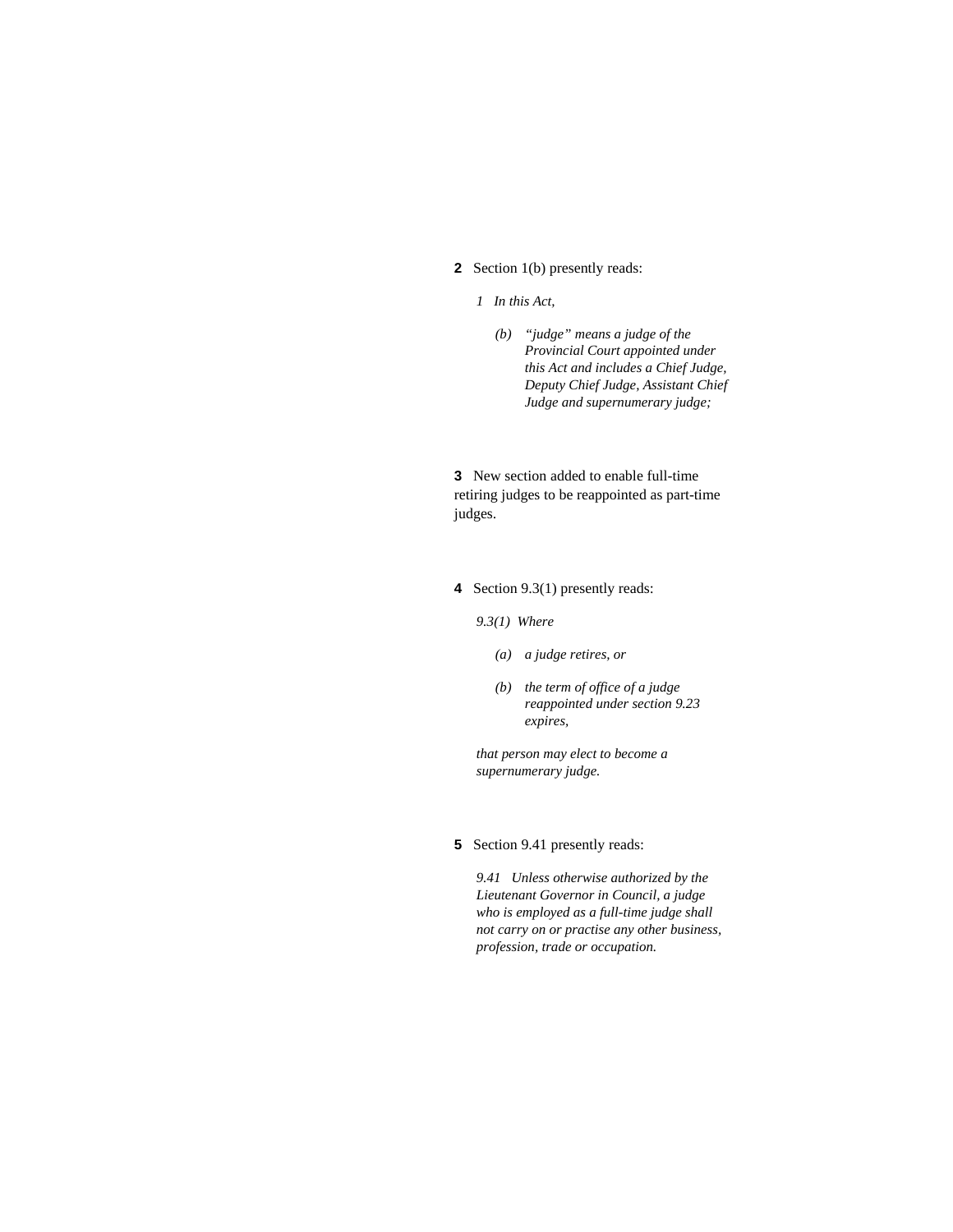**2** Section 1(b) presently reads:

*1 In this Act,*

*(b) "judge" means a judge of the Provincial Court appointed under this Act and includes a Chief Judge, Deputy Chief Judge, Assistant Chief Judge and supernumerary judge;*

**3** New section added to enable full-time retiring judges to be reappointed as part-time judges.

**4** Section 9.3(1) presently reads:

*9.3(1) Where*

*(a) a judge retires, or*

*(b) the term of office of a judge reappointed under section 9.23 expires,*

*that person may elect to become a supernumerary judge.*

**5** Section 9.41 presently reads:

*9.41 Unless otherwise authorized by the Lieutenant Governor in Council, a judge who is employed as a full-time judge shall not carry on or practise any other business, profession, trade or occupation.*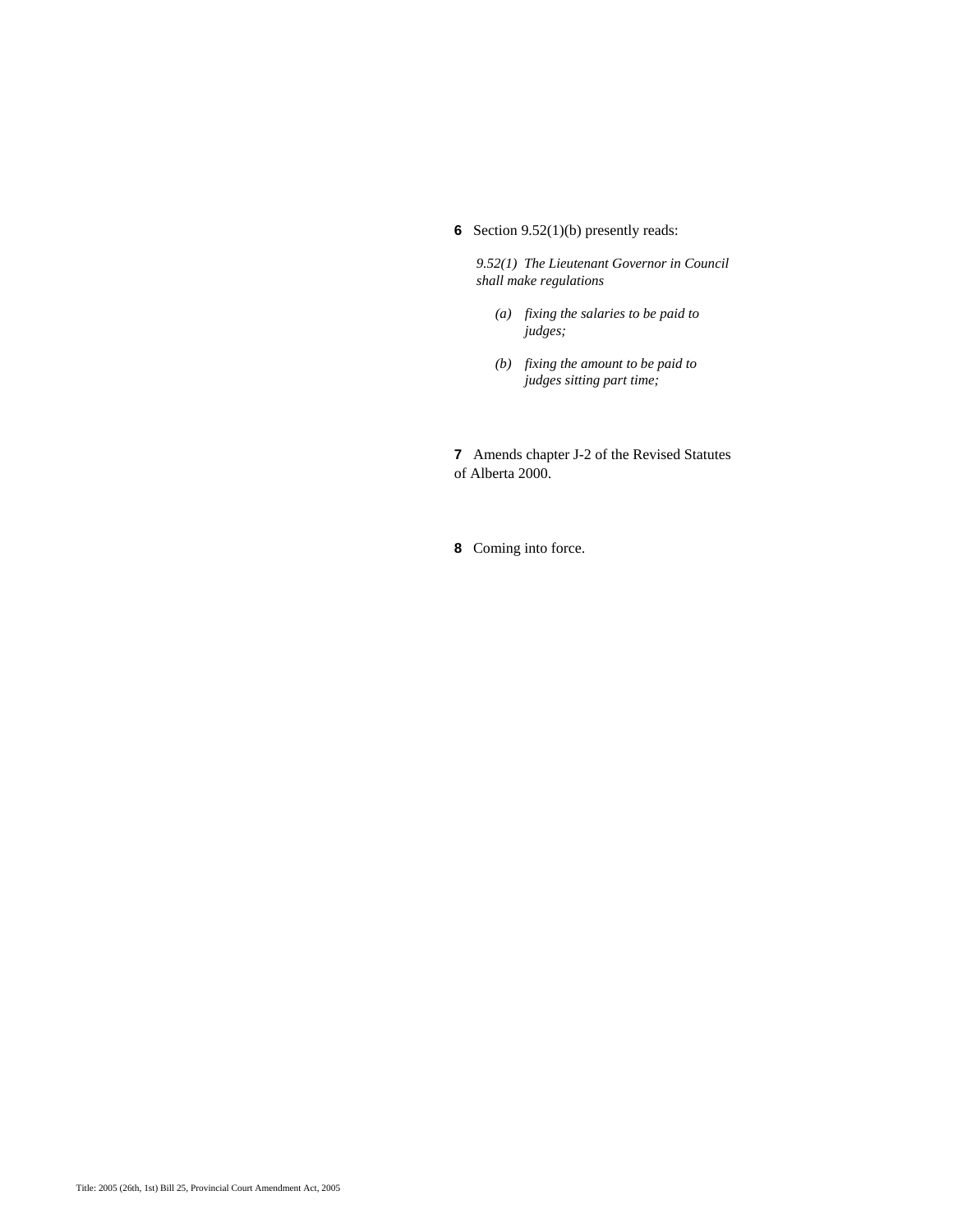**6** Section 9.52(1)(b) presently reads:

*9.52(1) The Lieutenant Governor in Council shall make regulations*

*(a) fixing the salaries to be paid to judges;*

*(b) fixing the amount to be paid to judges sitting part time;*

**7** Amends chapter J-2 of the Revised Statutes of Alberta 2000.

**8** Coming into force.